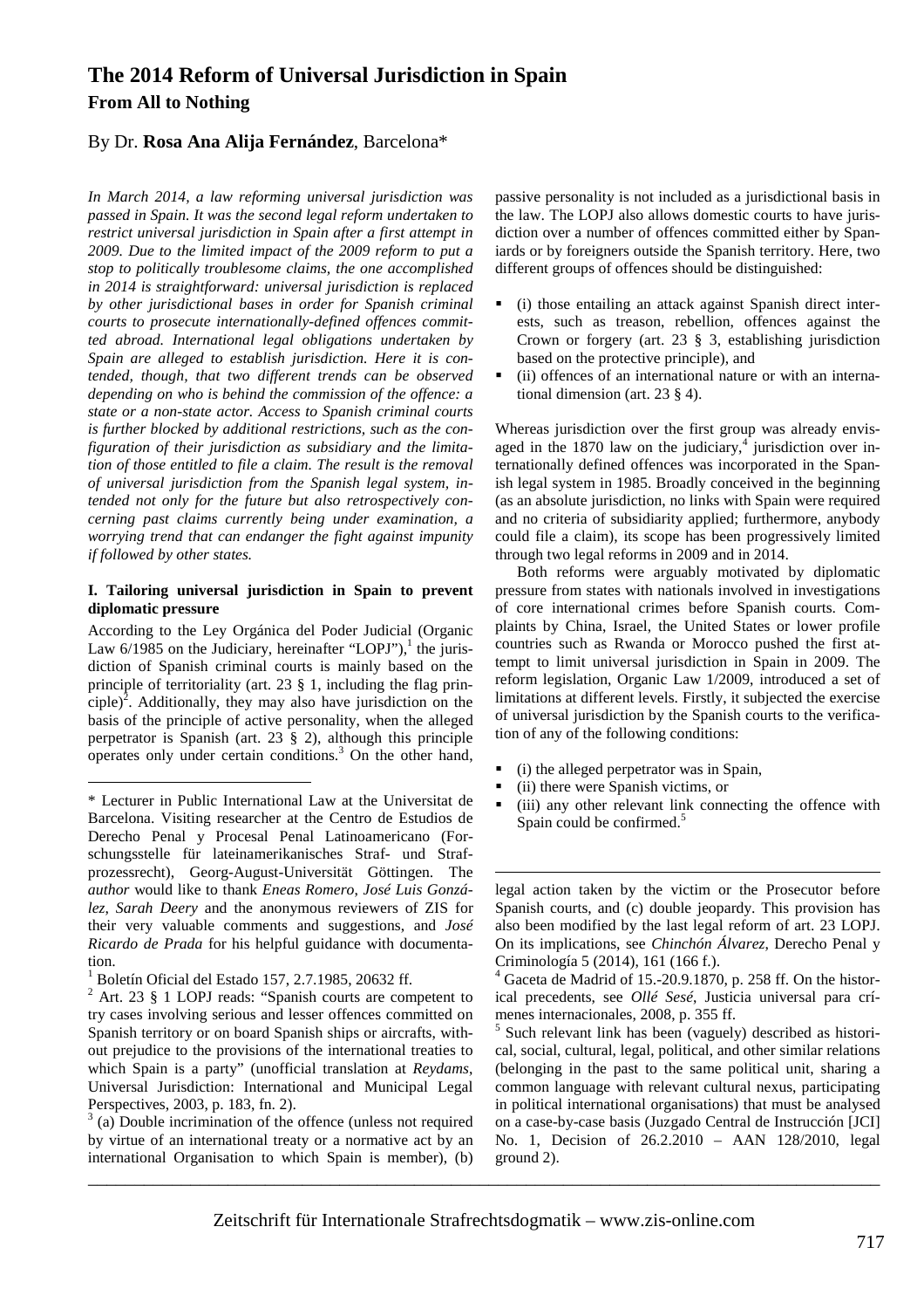# The 2014 Reform of Universal Jurisdiction in Spain

## From All to Nothing

By Dr. **Rosa Ana Alija Fernández**, Barcelona*

*In March 2014, a law reforming universal jurisdiction was passed in Spain. It was the second legal reform undertaken to restrict universal jurisdiction in Spain after a first attempt in 2009. Due to the limited impact of the 2009 reform to put a stop to politically troublesome claims, the one accomplished in 2014 is straightforward: universal jurisdiction is replaced by other jurisdictional bases in order for Spanish criminal courts to prosecute internationally-defined offences committed abroad. International legal obligations undertaken by Spain are alleged to establish jurisdiction. Here it is contended, though, that two different trends can be observed depending on who is behind the commission of the offence: a state or a non-state actor. Access to Spanish criminal courts is further blocked by additional restrictions, such as the configuration of their jurisdiction as subsidiary and the limitation of those entitled to file a claim. The result is the removal of universal jurisdiction from the Spanish legal system, intended not only for the future but also retrospectively concerning past claims currently being under examination, a worrying trend that can endanger the fight against impunity if followed by other states.*

### I. Tailoring universal jurisdiction in Spain to prevent diplomatic pressure

According to the Ley Orgánica del Poder Judicial (Organic Law 6/1985 on the Judiciary, hereinafter "LOPJ"),[1] the jurisdiction of Spanish criminal courts is mainly based on the principle of territoriality (art. 23 § 1, including the flag principle)[2]. Additionally, they may also have jurisdiction on the basis of the principle of active personality, when the alleged perpetrator is Spanish (art. 23 § 2), although this principle operates only under certain conditions.[3] On the other hand, passive personality is not included as a jurisdictional basis in the law. The LOPJ also allows domestic courts to have jurisdiction over a number of offences committed either by Spaniards or by foreigners outside the Spanish territory. Here, two different groups of offences should be distinguished:

- (i) those entailing an attack against Spanish direct interests, such as treason, rebellion, offences against the Crown or forgery (art. 23 § 3, establishing jurisdiction based on the protective principle), and
- (ii) offences of an international nature or with an international dimension (art. 23 § 4).

Whereas jurisdiction over the first group was already envisaged in the 1870 law on the judiciary,[4] jurisdiction over internationally defined offences was incorporated in the Spanish legal system in 1985. Broadly conceived in the beginning (as an absolute jurisdiction, no links with Spain were required and no criteria of subsidiarity applied; furthermore, anybody could file a claim), its scope has been progressively limited through two legal reforms in 2009 and in 2014.

Both reforms were arguably motivated by diplomatic pressure from states with nationals involved in investigations of core international crimes before Spanish courts. Complaints by China, Israel, the United States or lower profile countries such as Rwanda or Morocco pushed the first attempt to limit universal jurisdiction in Spain in 2009. The reform legislation, Organic Law 1/2009, introduced a set of limitations at different levels. Firstly, it subjected the exercise of universal jurisdiction by the Spanish courts to the verification of any of the following conditions:

- (i) the alleged perpetrator was in Spain,
- (ii) there were Spanish victims, or
- (iii) any other relevant link connecting the offence with Spain could be confirmed.[5]

---

\* Lecturer in Public International Law at the Universitat de Barcelona. Visiting researcher at the Centro de Estudios de Derecho Penal y Procesal Penal Latinoamericano (Forschungsstelle für lateinamerikanisches Straf- und Strafprozessrecht), Georg-August-Universität Göttingen. The *author* would like to thank *Eneas Romero*, *José Luis González*, *Sarah Deery* and the anonymous reviewers of ZIS for their very valuable comments and suggestions, and *José Ricardo de Prada* for his helpful guidance with documentation.

[1] Boletín Oficial del Estado 157, 2.7.1985, 20632 ff.

[2] Art. 23 § 1 LOPJ reads: "Spanish courts are competent to try cases involving serious and lesser offences committed on Spanish territory or on board Spanish ships or aircrafts, without prejudice to the provisions of the international treaties to which Spain is a party" (unofficial translation at *Reydams*, Universal Jurisdiction: International and Municipal Legal Perspectives, 2003, p. 183, fn. 2).

[3] (a) Double incrimination of the offence (unless not required by virtue of an international treaty or a normative act by an international Organisation to which Spain is member), (b) legal action taken by the victim or the Prosecutor before Spanish courts, and (c) double jeopardy. This provision has also been modified by the last legal reform of art. 23 LOPJ. On its implications, see *Chinchón Álvarez*, Derecho Penal y Criminología 5 (2014), 161 (166 f.).

[4] Gaceta de Madrid of 15.-20.9.1870, p. 258 ff. On the historical precedents, see *Ollé Sesé*, Justicia universal para crímenes internacionales, 2008, p. 355 ff.

[5] Such relevant link has been (vaguely) described as historical, social, cultural, legal, political, and other similar relations (belonging in the past to the same political unit, sharing a common language with relevant cultural nexus, participating in political international organisations) that must be analysed on a case-by-case basis (Juzgado Central de Instrucción [JCI] No. 1, Decision of 26.2.2010 – AAN 128/2010, legal ground 2).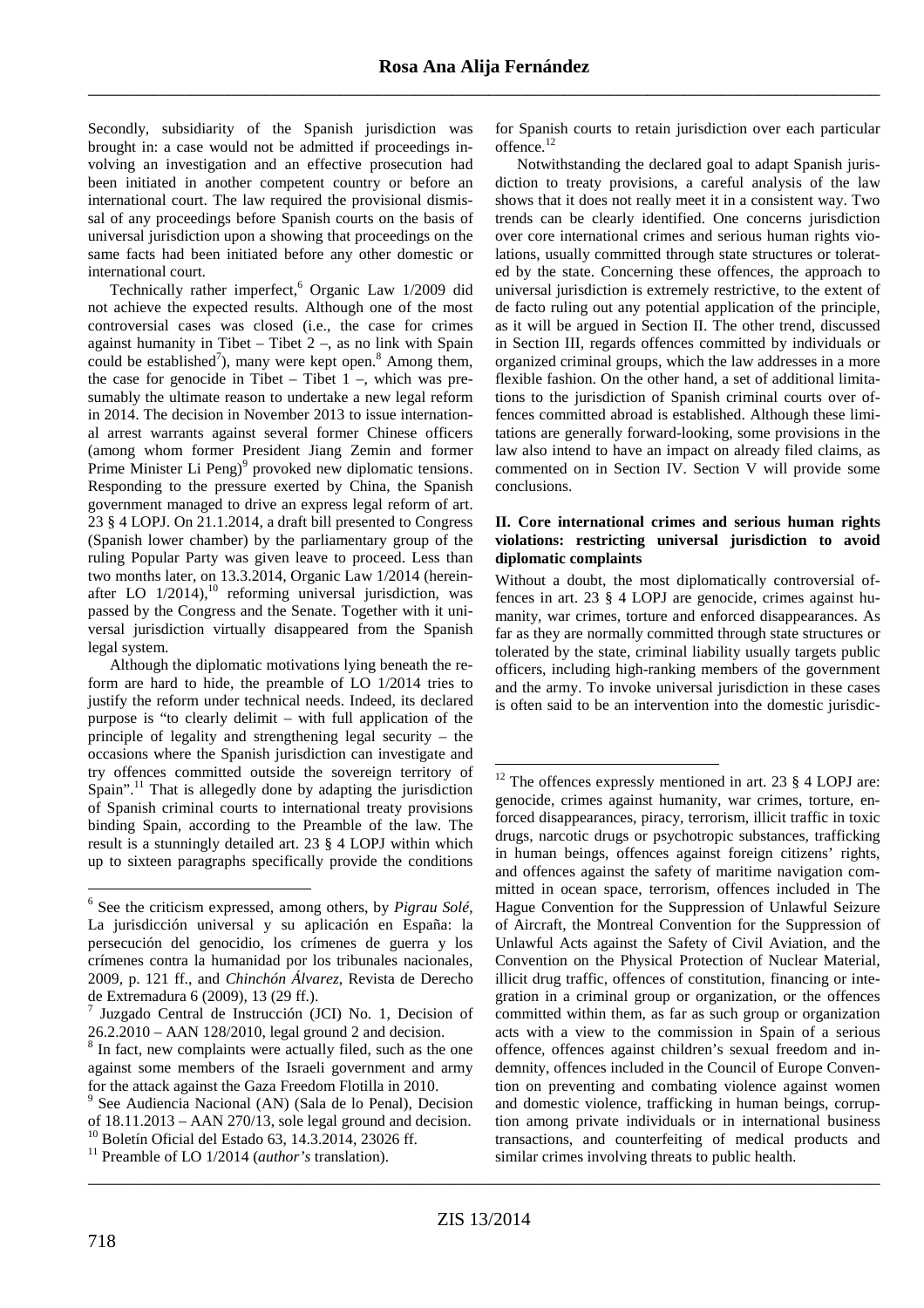Secondly, subsidiarity of the Spanish jurisdiction was brought in: a case would not be admitted if proceedings involving an investigation and an effective prosecution had been initiated in another competent country or before an international court. The law required the provisional dismissal of any proceedings before Spanish courts on the basis of universal jurisdiction upon a showing that proceedings on the same facts had been initiated before any other domestic or international court.

Technically rather imperfect,[6] Organic Law 1/2009 did not achieve the expected results. Although one of the most controversial cases was closed (i.e., the case for crimes against humanity in Tibet – Tibet 2 –, as no link with Spain could be established[7]), many were kept open.[8] Among them, the case for genocide in Tibet – Tibet 1 –, which was presumably the ultimate reason to undertake a new legal reform in 2014. The decision in November 2013 to issue international arrest warrants against several former Chinese officers (among whom former President Jiang Zemin and former Prime Minister Li Peng)[9] provoked new diplomatic tensions. Responding to the pressure exerted by China, the Spanish government managed to drive an express legal reform of art. 23 § 4 LOPJ. On 21.1.2014, a draft bill presented to Congress (Spanish lower chamber) by the parliamentary group of the ruling Popular Party was given leave to proceed. Less than two months later, on 13.3.2014, Organic Law 1/2014 (hereinafter LO 1/2014),[10] reforming universal jurisdiction, was passed by the Congress and the Senate. Together with it universal jurisdiction virtually disappeared from the Spanish legal system.

Although the diplomatic motivations lying beneath the reform are hard to hide, the preamble of LO 1/2014 tries to justify the reform under technical needs. Indeed, its declared purpose is "to clearly delimit – with full application of the principle of legality and strengthening legal security – the occasions where the Spanish jurisdiction can investigate and try offences committed outside the sovereign territory of Spain".[11] That is allegedly done by adapting the jurisdiction of Spanish criminal courts to international treaty provisions binding Spain, according to the Preamble of the law. The result is a stunningly detailed art. 23 § 4 LOPJ within which up to sixteen paragraphs specifically provide the conditions for Spanish courts to retain jurisdiction over each particular offence.[12]

Notwithstanding the declared goal to adapt Spanish jurisdiction to treaty provisions, a careful analysis of the law shows that it does not really meet it in a consistent way. Two trends can be clearly identified. One concerns jurisdiction over core international crimes and serious human rights violations, usually committed through state structures or tolerated by the state. Concerning these offences, the approach to universal jurisdiction is extremely restrictive, to the extent of de facto ruling out any potential application of the principle, as it will be argued in Section II. The other trend, discussed in Section III, regards offences committed by individuals or organized criminal groups, which the law addresses in a more flexible fashion. On the other hand, a set of additional limitations to the jurisdiction of Spanish criminal courts over offences committed abroad is established. Although these limitations are generally forward-looking, some provisions in the law also intend to have an impact on already filed claims, as commented on in Section IV. Section V will provide some conclusions.

## II. Core international crimes and serious human rights violations: restricting universal jurisdiction to avoid diplomatic complaints

Without a doubt, the most diplomatically controversial offences in art. 23 § 4 LOPJ are genocide, crimes against humanity, war crimes, torture and enforced disappearances. As far as they are normally committed through state structures or tolerated by the state, criminal liability usually targets public officers, including high-ranking members of the government and the army. To invoke universal jurisdiction in these cases is often said to be an intervention into the domestic jurisdic-

---

[6] See the criticism expressed, among others, by *Pigrau Solé*, La jurisdicción universal y su aplicación en España: la persecución del genocidio, los crímenes de guerra y los crímenes contra la humanidad por los tribunales nacionales, 2009, p. 121 ff., and *Chinchón Álvarez*, Revista de Derecho de Extremadura 6 (2009), 13 (29 ff.).

[7] Juzgado Central de Instrucción (JCI) No. 1, Decision of 26.2.2010 – AAN 128/2010, legal ground 2 and decision.

[8] In fact, new complaints were actually filed, such as the one against some members of the Israeli government and army for the attack against the Gaza Freedom Flotilla in 2010.

[9] See Audiencia Nacional (AN) (Sala de lo Penal), Decision of 18.11.2013 – AAN 270/13, sole legal ground and decision.

[10] Boletín Oficial del Estado 63, 14.3.2014, 23026 ff.

[11] Preamble of LO 1/2014 (*author's* translation).

[12] The offences expressly mentioned in art. 23 § 4 LOPJ are: genocide, crimes against humanity, war crimes, torture, enforced disappearances, piracy, terrorism, illicit traffic in toxic drugs, narcotic drugs or psychotropic substances, trafficking in human beings, offences against foreign citizens' rights, and offences against the safety of maritime navigation committed in ocean space, terrorism, offences included in The Hague Convention for the Suppression of Unlawful Seizure of Aircraft, the Montreal Convention for the Suppression of Unlawful Acts against the Safety of Civil Aviation, and the Convention on the Physical Protection of Nuclear Material, illicit drug traffic, offences of constitution, financing or integration in a criminal group or organization, or the offences committed within them, as far as such group or organization acts with a view to the commission in Spain of a serious offence, offences against children's sexual freedom and indemnity, offences included in the Council of Europe Convention on preventing and combating violence against women and domestic violence, trafficking in human beings, corruption among private individuals or in international business transactions, and counterfeiting of medical products and similar crimes involving threats to public health.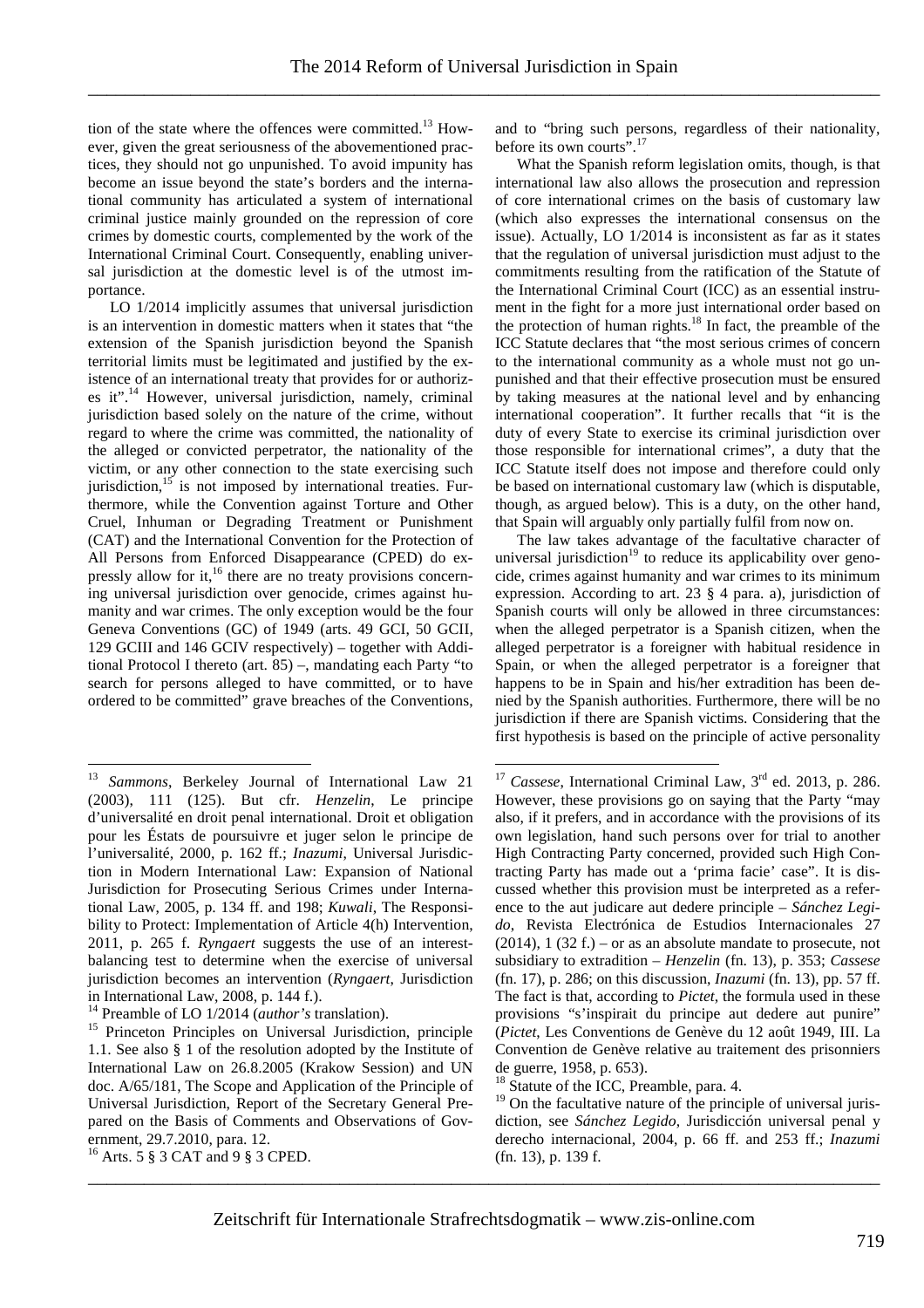tion of the state where the offences were committed.[13] However, given the great seriousness of the abovementioned practices, they should not go unpunished. To avoid impunity has become an issue beyond the state's borders and the international community has articulated a system of international criminal justice mainly grounded on the repression of core crimes by domestic courts, complemented by the work of the International Criminal Court. Consequently, enabling universal jurisdiction at the domestic level is of the utmost importance.

LO 1/2014 implicitly assumes that universal jurisdiction is an intervention in domestic matters when it states that "the extension of the Spanish jurisdiction beyond the Spanish territorial limits must be legitimated and justified by the existence of an international treaty that provides for or authorizes it".[14] However, universal jurisdiction, namely, criminal jurisdiction based solely on the nature of the crime, without regard to where the crime was committed, the nationality of the alleged or convicted perpetrator, the nationality of the victim, or any other connection to the state exercising such jurisdiction,[15] is not imposed by international treaties. Furthermore, while the Convention against Torture and Other Cruel, Inhuman or Degrading Treatment or Punishment (CAT) and the International Convention for the Protection of All Persons from Enforced Disappearance (CPED) do expressly allow for it,[16] there are no treaty provisions concerning universal jurisdiction over genocide, crimes against humanity and war crimes. The only exception would be the four Geneva Conventions (GC) of 1949 (arts. 49 GCI, 50 GCII, 129 GCIII and 146 GCIV respectively) – together with Additional Protocol I thereto (art. 85) –, mandating each Party "to search for persons alleged to have committed, or to have ordered to be committed" grave breaches of the Conventions, and to "bring such persons, regardless of their nationality, before its own courts".[17]

What the Spanish reform legislation omits, though, is that international law also allows the prosecution and repression of core international crimes on the basis of customary law (which also expresses the international consensus on the issue). Actually, LO 1/2014 is inconsistent as far as it states that the regulation of universal jurisdiction must adjust to the commitments resulting from the ratification of the Statute of the International Criminal Court (ICC) as an essential instrument in the fight for a more just international order based on the protection of human rights.[18] In fact, the preamble of the ICC Statute declares that "the most serious crimes of concern to the international community as a whole must not go unpunished and that their effective prosecution must be ensured by taking measures at the national level and by enhancing international cooperation". It further recalls that "it is the duty of every State to exercise its criminal jurisdiction over those responsible for international crimes", a duty that the ICC Statute itself does not impose and therefore could only be based on international customary law (which is disputable, though, as argued below). This is a duty, on the other hand, that Spain will arguably only partially fulfil from now on.

The law takes advantage of the facultative character of universal jurisdiction[19] to reduce its applicability over genocide, crimes against humanity and war crimes to its minimum expression. According to art. 23 § 4 para. a), jurisdiction of Spanish courts will only be allowed in three circumstances: when the alleged perpetrator is a Spanish citizen, when the alleged perpetrator is a foreigner with habitual residence in Spain, or when the alleged perpetrator is a foreigner that happens to be in Spain and his/her extradition has been denied by the Spanish authorities. Furthermore, there will be no jurisdiction if there are Spanish victims. Considering that the first hypothesis is based on the principle of active personality

---

[13] *Sammons*, Berkeley Journal of International Law 21 (2003), 111 (125). But cfr. *Henzelin*, Le principe d'universalité en droit penal international. Droit et obligation pour les Éstats de poursuivre et juger selon le principe de l'universalité, 2000, p. 162 ff.; *Inazumi*, Universal Jurisdiction in Modern International Law: Expansion of National Jurisdiction for Prosecuting Serious Crimes under International Law, 2005, p. 134 ff. and 198; *Kuwali*, The Responsibility to Protect: Implementation of Article 4(h) Intervention, 2011, p. 265 f. *Ryngaert* suggests the use of an interest-balancing test to determine when the exercise of universal jurisdiction becomes an intervention (*Ryngaert*, Jurisdiction in International Law, 2008, p. 144 f.).

[14] Preamble of LO 1/2014 (*author's* translation).

[15] Princeton Principles on Universal Jurisdiction, principle 1.1. See also § 1 of the resolution adopted by the Institute of International Law on 26.8.2005 (Krakow Session) and UN doc. A/65/181, The Scope and Application of the Principle of Universal Jurisdiction, Report of the Secretary General Prepared on the Basis of Comments and Observations of Government, 29.7.2010, para. 12.

[16] Arts. 5 § 3 CAT and 9 § 3 CPED.

[17] *Cassese*, International Criminal Law, 3rd ed. 2013, p. 286. However, these provisions go on saying that the Party "may also, if it prefers, and in accordance with the provisions of its own legislation, hand such persons over for trial to another High Contracting Party concerned, provided such High Contracting Party has made out a 'prima facie' case". It is discussed whether this provision must be interpreted as a reference to the aut judicare aut dedere principle – *Sánchez Legido*, Revista Electrónica de Estudios Internacionales 27 (2014), 1 (32 f.) – or as an absolute mandate to prosecute, not subsidiary to extradition – *Henzelin* (fn. 13), p. 353; *Cassese* (fn. 17), p. 286; on this discussion, *Inazumi* (fn. 13), pp. 57 ff. The fact is that, according to *Pictet*, the formula used in these provisions "s'inspirait du principe aut dedere aut punire" (*Pictet*, Les Conventions de Genève du 12 août 1949, III. La Convention de Genève relative au traitement des prisonniers de guerre, 1958, p. 653).

[18] Statute of the ICC, Preamble, para. 4.

[19] On the facultative nature of the principle of universal jurisdiction, see *Sánchez Legido*, Jurisdicción universal penal y derecho internacional, 2004, p. 66 ff. and 253 ff.; *Inazumi* (fn. 13), p. 139 f.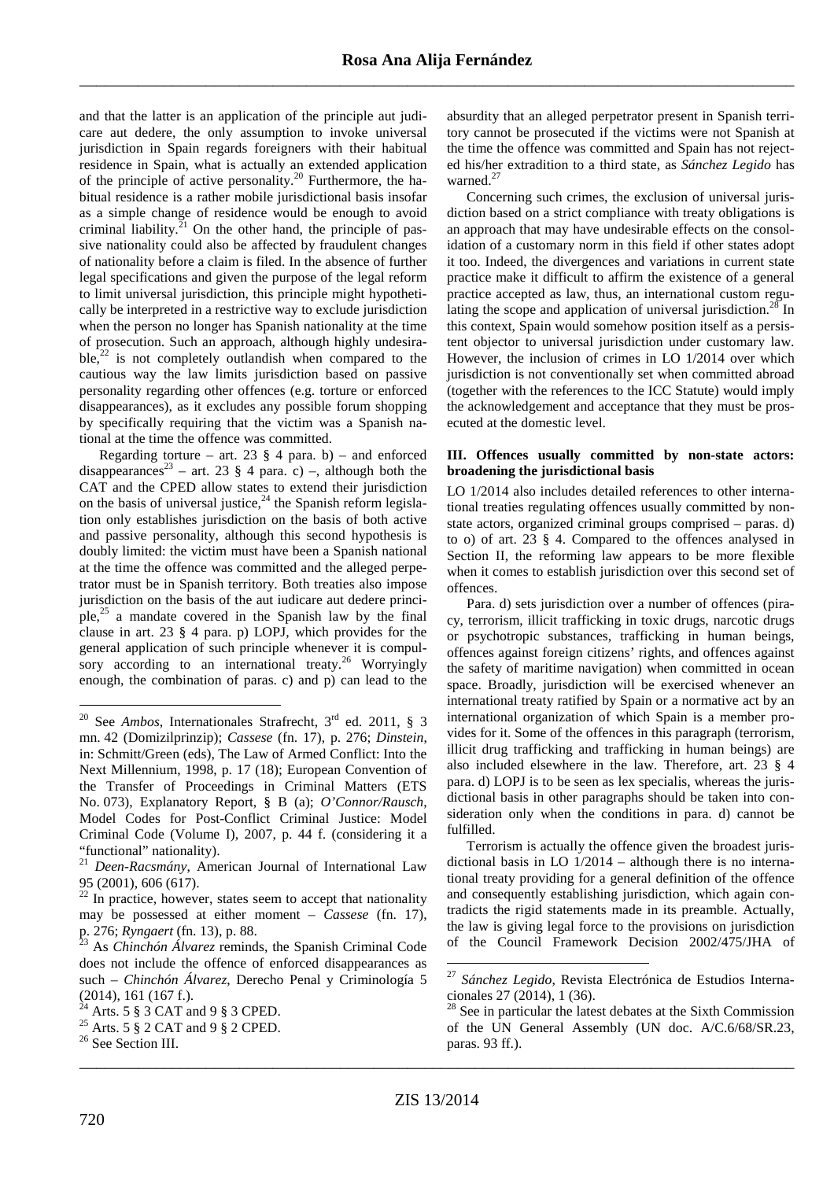and that the latter is an application of the principle aut judicare aut dedere, the only assumption to invoke universal jurisdiction in Spain regards foreigners with their habitual residence in Spain, what is actually an extended application of the principle of active personality.[20] Furthermore, the habitual residence is a rather mobile jurisdictional basis insofar as a simple change of residence would be enough to avoid criminal liability.[21] On the other hand, the principle of passive nationality could also be affected by fraudulent changes of nationality before a claim is filed. In the absence of further legal specifications and given the purpose of the legal reform to limit universal jurisdiction, this principle might hypothetically be interpreted in a restrictive way to exclude jurisdiction when the person no longer has Spanish nationality at the time of prosecution. Such an approach, although highly undesirable,[22] is not completely outlandish when compared to the cautious way the law limits jurisdiction based on passive personality regarding other offences (e.g. torture or enforced disappearances), as it excludes any possible forum shopping by specifically requiring that the victim was a Spanish national at the time the offence was committed.

Regarding torture – art. 23 § 4 para. b) – and enforced disappearances[23] – art. 23 § 4 para. c) –, although both the CAT and the CPED allow states to extend their jurisdiction on the basis of universal justice,[24] the Spanish reform legislation only establishes jurisdiction on the basis of both active and passive personality, although this second hypothesis is doubly limited: the victim must have been a Spanish national at the time the offence was committed and the alleged perpetrator must be in Spanish territory. Both treaties also impose jurisdiction on the basis of the aut iudicare aut dedere principle,[25] a mandate covered in the Spanish law by the final clause in art. 23 § 4 para. p) LOPJ, which provides for the general application of such principle whenever it is compulsory according to an international treaty.[26] Worryingly enough, the combination of paras. c) and p) can lead to the absurdity that an alleged perpetrator present in Spanish territory cannot be prosecuted if the victims were not Spanish at the time the offence was committed and Spain has not rejected his/her extradition to a third state, as *Sánchez Legido* has warned.[27]

Concerning such crimes, the exclusion of universal jurisdiction based on a strict compliance with treaty obligations is an approach that may have undesirable effects on the consolidation of a customary norm in this field if other states adopt it too. Indeed, the divergences and variations in current state practice make it difficult to affirm the existence of a general practice accepted as law, thus, an international custom regulating the scope and application of universal jurisdiction.[28] In this context, Spain would somehow position itself as a persistent objector to universal jurisdiction under customary law. However, the inclusion of crimes in LO 1/2014 over which jurisdiction is not conventionally set when committed abroad (together with the references to the ICC Statute) would imply the acknowledgement and acceptance that they must be prosecuted at the domestic level.

### III. Offences usually committed by non-state actors: broadening the jurisdictional basis

LO 1/2014 also includes detailed references to other international treaties regulating offences usually committed by non-state actors, organized criminal groups comprised – paras. d) to o) of art. 23 § 4. Compared to the offences analysed in Section II, the reforming law appears to be more flexible when it comes to establish jurisdiction over this second set of offences.

Para. d) sets jurisdiction over a number of offences (piracy, terrorism, illicit trafficking in toxic drugs, narcotic drugs or psychotropic substances, trafficking in human beings, offences against foreign citizens' rights, and offences against the safety of maritime navigation) when committed in ocean space. Broadly, jurisdiction will be exercised whenever an international treaty ratified by Spain or a normative act by an international organization of which Spain is a member provides for it. Some of the offences in this paragraph (terrorism, illicit drug trafficking and trafficking in human beings) are also included elsewhere in the law. Therefore, art. 23 § 4 para. d) LOPJ is to be seen as lex specialis, whereas the jurisdictional basis in other paragraphs should be taken into consideration only when the conditions in para. d) cannot be fulfilled.

Terrorism is actually the offence given the broadest jurisdictional basis in LO 1/2014 – although there is no international treaty providing for a general definition of the offence and consequently establishing jurisdiction, which again contradicts the rigid statements made in its preamble. Actually, the law is giving legal force to the provisions on jurisdiction of the Council Framework Decision 2002/475/JHA of

---

[20] See *Ambos*, Internationales Strafrecht, 3rd ed. 2011, § 3 mn. 42 (Domizilprinzip); *Cassese* (fn. 17), p. 276; *Dinstein*, in: Schmitt/Green (eds), The Law of Armed Conflict: Into the Next Millennium, 1998, p. 17 (18); European Convention of the Transfer of Proceedings in Criminal Matters (ETS No. 073), Explanatory Report, § B (a); *O'Connor/Rausch*, Model Codes for Post-Conflict Criminal Justice: Model Criminal Code (Volume I), 2007, p. 44 f. (considering it a "functional" nationality).

[21] *Deen-Racsmány*, American Journal of International Law 95 (2001), 606 (617).

[22] In practice, however, states seem to accept that nationality may be possessed at either moment – *Cassese* (fn. 17), p. 276; *Ryngaert* (fn. 13), p. 88.

[23] As *Chinchón Álvarez* reminds, the Spanish Criminal Code does not include the offence of enforced disappearances as such – *Chinchón Álvarez*, Derecho Penal y Criminología 5 (2014), 161 (167 f.).

[24] Arts. 5 § 3 CAT and 9 § 3 CPED.

[25] Arts. 5 § 2 CAT and 9 § 2 CPED.

[26] See Section III.

[27] *Sánchez Legido*, Revista Electrónica de Estudios Internacionales 27 (2014), 1 (36).

[28] See in particular the latest debates at the Sixth Commission of the UN General Assembly (UN doc. A/C.6/68/SR.23, paras. 93 ff.).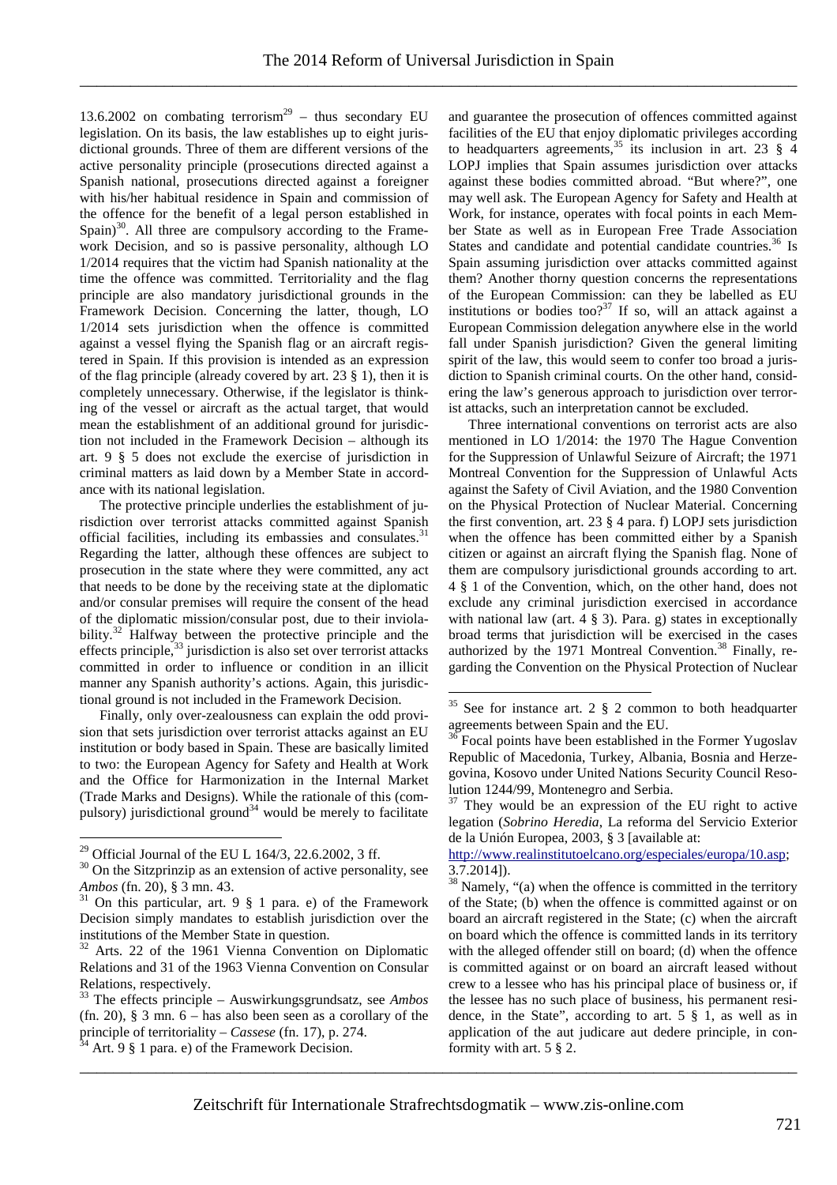13.6.2002 on combating terrorism[29] – thus secondary EU legislation. On its basis, the law establishes up to eight jurisdictional grounds. Three of them are different versions of the active personality principle (prosecutions directed against a Spanish national, prosecutions directed against a foreigner with his/her habitual residence in Spain and commission of the offence for the benefit of a legal person established in Spain)[30]. All three are compulsory according to the Framework Decision, and so is passive personality, although LO 1/2014 requires that the victim had Spanish nationality at the time the offence was committed. Territoriality and the flag principle are also mandatory jurisdictional grounds in the Framework Decision. Concerning the latter, though, LO 1/2014 sets jurisdiction when the offence is committed against a vessel flying the Spanish flag or an aircraft registered in Spain. If this provision is intended as an expression of the flag principle (already covered by art. 23 § 1), then it is completely unnecessary. Otherwise, if the legislator is thinking of the vessel or aircraft as the actual target, that would mean the establishment of an additional ground for jurisdiction not included in the Framework Decision – although its art. 9 § 5 does not exclude the exercise of jurisdiction in criminal matters as laid down by a Member State in accordance with its national legislation.

The protective principle underlies the establishment of jurisdiction over terrorist attacks committed against Spanish official facilities, including its embassies and consulates.[31] Regarding the latter, although these offences are subject to prosecution in the state where they were committed, any act that needs to be done by the receiving state at the diplomatic and/or consular premises will require the consent of the head of the diplomatic mission/consular post, due to their inviolability.[32] Halfway between the protective principle and the effects principle,[33] jurisdiction is also set over terrorist attacks committed in order to influence or condition in an illicit manner any Spanish authority's actions. Again, this jurisdictional ground is not included in the Framework Decision.

Finally, only over-zealousness can explain the odd provision that sets jurisdiction over terrorist attacks against an EU institution or body based in Spain. These are basically limited to two: the European Agency for Safety and Health at Work and the Office for Harmonization in the Internal Market (Trade Marks and Designs). While the rationale of this (compulsory) jurisdictional ground[34] would be merely to facilitate and guarantee the prosecution of offences committed against facilities of the EU that enjoy diplomatic privileges according to headquarters agreements,[35] its inclusion in art. 23 § 4 LOPJ implies that Spain assumes jurisdiction over attacks against these bodies committed abroad. "But where?", one may well ask. The European Agency for Safety and Health at Work, for instance, operates with focal points in each Member State as well as in European Free Trade Association States and candidate and potential candidate countries.[36] Is Spain assuming jurisdiction over attacks committed against them? Another thorny question concerns the representations of the European Commission: can they be labelled as EU institutions or bodies too?[37] If so, will an attack against a European Commission delegation anywhere else in the world fall under Spanish jurisdiction? Given the general limiting spirit of the law, this would seem to confer too broad a jurisdiction to Spanish criminal courts. On the other hand, considering the law's generous approach to jurisdiction over terrorist attacks, such an interpretation cannot be excluded.

Three international conventions on terrorist acts are also mentioned in LO 1/2014: the 1970 The Hague Convention for the Suppression of Unlawful Seizure of Aircraft; the 1971 Montreal Convention for the Suppression of Unlawful Acts against the Safety of Civil Aviation, and the 1980 Convention on the Physical Protection of Nuclear Material. Concerning the first convention, art. 23 § 4 para. f) LOPJ sets jurisdiction when the offence has been committed either by a Spanish citizen or against an aircraft flying the Spanish flag. None of them are compulsory jurisdictional grounds according to art. 4 § 1 of the Convention, which, on the other hand, does not exclude any criminal jurisdiction exercised in accordance with national law (art. 4 § 3). Para. g) states in exceptionally broad terms that jurisdiction will be exercised in the cases authorized by the 1971 Montreal Convention.[38] Finally, regarding the Convention on the Physical Protection of Nuclear

---

[29] Official Journal of the EU L 164/3, 22.6.2002, 3 ff.

[30] On the Sitzprinzip as an extension of active personality, see *Ambos* (fn. 20), § 3 mn. 43.

[31] On this particular, art. 9 § 1 para. e) of the Framework Decision simply mandates to establish jurisdiction over the institutions of the Member State in question.

[32] Arts. 22 of the 1961 Vienna Convention on Diplomatic Relations and 31 of the 1963 Vienna Convention on Consular Relations, respectively.

[33] The effects principle – Auswirkungsgrundsatz, see *Ambos* (fn. 20), § 3 mn. 6 – has also been seen as a corollary of the principle of territoriality – *Cassese* (fn. 17), p. 274.

[34] Art. 9 § 1 para. e) of the Framework Decision.

[35] See for instance art. 2 § 2 common to both headquarter agreements between Spain and the EU.

[36] Focal points have been established in the Former Yugoslav Republic of Macedonia, Turkey, Albania, Bosnia and Herzegovina, Kosovo under United Nations Security Council Resolution 1244/99, Montenegro and Serbia.

[37] They would be an expression of the EU right to active legation (*Sobrino Heredia*, La reforma del Servicio Exterior de la Unión Europea, 2003, § 3 [available at: http://www.realinstitutoelcano.org/especiales/europa/10.asp; 3.7.2014]).

[38] Namely, "(a) when the offence is committed in the territory of the State; (b) when the offence is committed against or on board an aircraft registered in the State; (c) when the aircraft on board which the offence is committed lands in its territory with the alleged offender still on board; (d) when the offence is committed against or on board an aircraft leased without crew to a lessee who has his principal place of business or, if the lessee has no such place of business, his permanent residence, in the State", according to art. 5 § 1, as well as in application of the aut judicare aut dedere principle, in conformity with art. 5 § 2.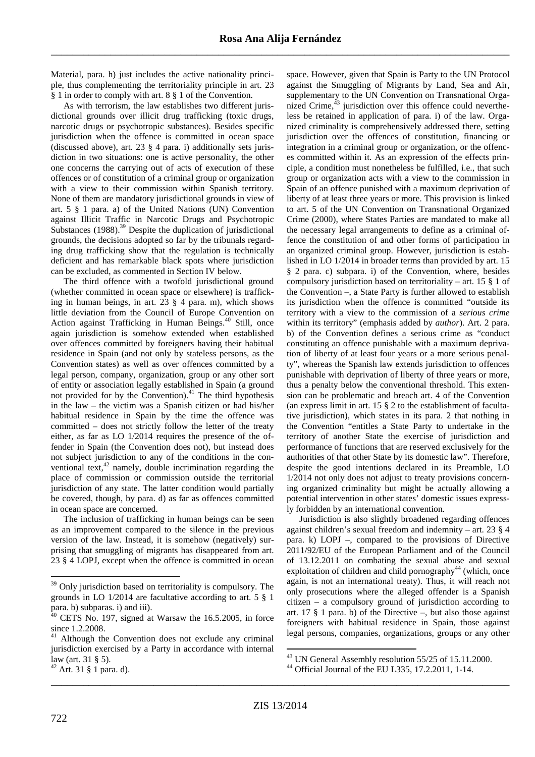Material, para. h) just includes the active nationality principle, thus complementing the territoriality principle in art. 23 § 1 in order to comply with art. 8 § 1 of the Convention.

As with terrorism, the law establishes two different jurisdictional grounds over illicit drug trafficking (toxic drugs, narcotic drugs or psychotropic substances). Besides specific jurisdiction when the offence is committed in ocean space (discussed above), art. 23 § 4 para. i) additionally sets jurisdiction in two situations: one is active personality, the other one concerns the carrying out of acts of execution of these offences or of constitution of a criminal group or organization with a view to their commission within Spanish territory. None of them are mandatory jurisdictional grounds in view of art. 5 § 1 para. a) of the United Nations (UN) Convention against Illicit Traffic in Narcotic Drugs and Psychotropic Substances (1988).[39] Despite the duplication of jurisdictional grounds, the decisions adopted so far by the tribunals regarding drug trafficking show that the regulation is technically deficient and has remarkable black spots where jurisdiction can be excluded, as commented in Section IV below.

The third offence with a twofold jurisdictional ground (whether committed in ocean space or elsewhere) is trafficking in human beings, in art. 23 § 4 para. m), which shows little deviation from the Council of Europe Convention on Action against Trafficking in Human Beings.[40] Still, once again jurisdiction is somehow extended when established over offences committed by foreigners having their habitual residence in Spain (and not only by stateless persons, as the Convention states) as well as over offences committed by a legal person, company, organization, group or any other sort of entity or association legally established in Spain (a ground not provided for by the Convention).[41] The third hypothesis in the law – the victim was a Spanish citizen or had his/her habitual residence in Spain by the time the offence was committed – does not strictly follow the letter of the treaty either, as far as LO 1/2014 requires the presence of the offender in Spain (the Convention does not), but instead does not subject jurisdiction to any of the conditions in the conventional text,[42] namely, double incrimination regarding the place of commission or commission outside the territorial jurisdiction of any state. The latter condition would partially be covered, though, by para. d) as far as offences committed in ocean space are concerned.

The inclusion of trafficking in human beings can be seen as an improvement compared to the silence in the previous version of the law. Instead, it is somehow (negatively) surprising that smuggling of migrants has disappeared from art. 23 § 4 LOPJ, except when the offence is committed in ocean space. However, given that Spain is Party to the UN Protocol against the Smuggling of Migrants by Land, Sea and Air, supplementary to the UN Convention on Transnational Organized Crime,[43] jurisdiction over this offence could nevertheless be retained in application of para. i) of the law. Organized criminality is comprehensively addressed there, setting jurisdiction over the offences of constitution, financing or integration in a criminal group or organization, or the offences committed within it. As an expression of the effects principle, a condition must nonetheless be fulfilled, i.e., that such group or organization acts with a view to the commission in Spain of an offence punished with a maximum deprivation of liberty of at least three years or more. This provision is linked to art. 5 of the UN Convention on Transnational Organized Crime (2000), where States Parties are mandated to make all the necessary legal arrangements to define as a criminal offence the constitution of and other forms of participation in an organized criminal group. However, jurisdiction is established in LO 1/2014 in broader terms than provided by art. 15 § 2 para. c) subpara. i) of the Convention, where, besides compulsory jurisdiction based on territoriality – art. 15 § 1 of the Convention –, a State Party is further allowed to establish its jurisdiction when the offence is committed "outside its territory with a view to the commission of a *serious crime* within its territory" (emphasis added by *author*). Art. 2 para. b) of the Convention defines a serious crime as "conduct constituting an offence punishable with a maximum deprivation of liberty of at least four years or a more serious penalty", whereas the Spanish law extends jurisdiction to offences punishable with deprivation of liberty of three years or more, thus a penalty below the conventional threshold. This extension can be problematic and breach art. 4 of the Convention (an express limit in art. 15 § 2 to the establishment of facultative jurisdiction), which states in its para. 2 that nothing in the Convention "entitles a State Party to undertake in the territory of another State the exercise of jurisdiction and performance of functions that are reserved exclusively for the authorities of that other State by its domestic law". Therefore, despite the good intentions declared in its Preamble, LO 1/2014 not only does not adjust to treaty provisions concerning organized criminality but might be actually allowing a potential intervention in other states' domestic issues expressly forbidden by an international convention.

Jurisdiction is also slightly broadened regarding offences against children's sexual freedom and indemnity – art. 23 § 4 para. k) LOPJ –, compared to the provisions of Directive 2011/92/EU of the European Parliament and of the Council of 13.12.2011 on combating the sexual abuse and sexual exploitation of children and child pornography[44] (which, once again, is not an international treaty). Thus, it will reach not only prosecutions where the alleged offender is a Spanish citizen – a compulsory ground of jurisdiction according to art. 17 § 1 para. b) of the Directive –, but also those against foreigners with habitual residence in Spain, those against legal persons, companies, organizations, groups or any other

---

[39] Only jurisdiction based on territoriality is compulsory. The grounds in LO 1/2014 are facultative according to art. 5 § 1 para. b) subparas. i) and iii).

[40] CETS No. 197, signed at Warsaw the 16.5.2005, in force since 1.2.2008.

[41] Although the Convention does not exclude any criminal jurisdiction exercised by a Party in accordance with internal law (art. 31 § 5).

[42] Art. 31 § 1 para. d).

[43] UN General Assembly resolution 55/25 of 15.11.2000.

[44] Official Journal of the EU L335, 17.2.2011, 1-14.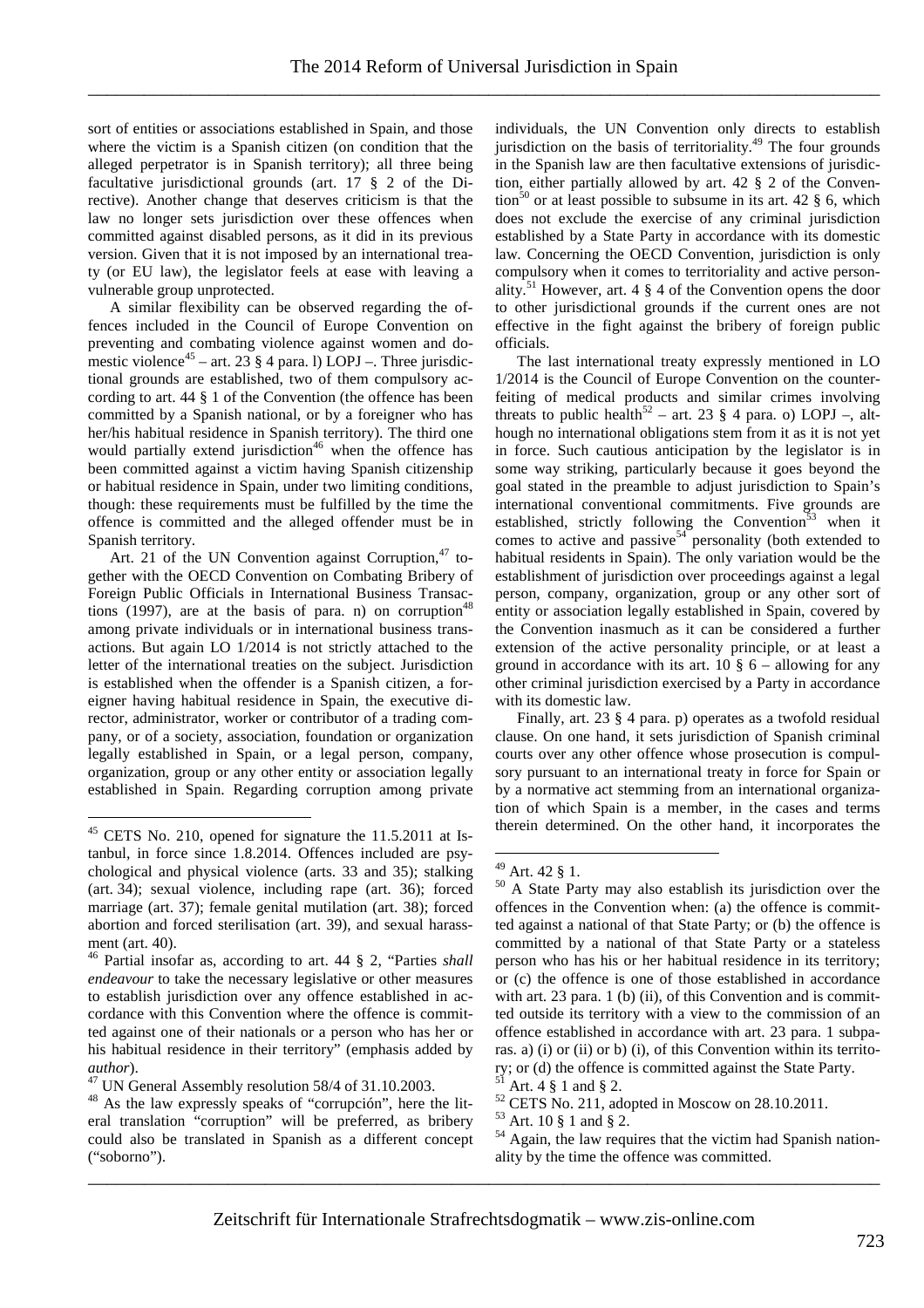sort of entities or associations established in Spain, and those where the victim is a Spanish citizen (on condition that the alleged perpetrator is in Spanish territory); all three being facultative jurisdictional grounds (art. 17 § 2 of the Directive). Another change that deserves criticism is that the law no longer sets jurisdiction over these offences when committed against disabled persons, as it did in its previous version. Given that it is not imposed by an international treaty (or EU law), the legislator feels at ease with leaving a vulnerable group unprotected.

A similar flexibility can be observed regarding the offences included in the Council of Europe Convention on preventing and combating violence against women and domestic violence[45] – art. 23 § 4 para. l) LOPJ –. Three jurisdictional grounds are established, two of them compulsory according to art. 44 § 1 of the Convention (the offence has been committed by a Spanish national, or by a foreigner who has her/his habitual residence in Spanish territory). The third one would partially extend jurisdiction[46] when the offence has been committed against a victim having Spanish citizenship or habitual residence in Spain, under two limiting conditions, though: these requirements must be fulfilled by the time the offence is committed and the alleged offender must be in Spanish territory.

Art. 21 of the UN Convention against Corruption,[47] together with the OECD Convention on Combating Bribery of Foreign Public Officials in International Business Transactions (1997), are at the basis of para. n) on corruption[48] among private individuals or in international business transactions. But again LO 1/2014 is not strictly attached to the letter of the international treaties on the subject. Jurisdiction is established when the offender is a Spanish citizen, a foreigner having habitual residence in Spain, the executive director, administrator, worker or contributor of a trading company, or of a society, association, foundation or organization legally established in Spain, or a legal person, company, organization, group or any other entity or association legally established in Spain. Regarding corruption among private individuals, the UN Convention only directs to establish jurisdiction on the basis of territoriality.[49] The four grounds in the Spanish law are then facultative extensions of jurisdiction, either partially allowed by art. 42 § 2 of the Convention[50] or at least possible to subsume in its art. 42 § 6, which does not exclude the exercise of any criminal jurisdiction established by a State Party in accordance with its domestic law. Concerning the OECD Convention, jurisdiction is only compulsory when it comes to territoriality and active personality.[51] However, art. 4 § 4 of the Convention opens the door to other jurisdictional grounds if the current ones are not effective in the fight against the bribery of foreign public officials.

The last international treaty expressly mentioned in LO 1/2014 is the Council of Europe Convention on the counterfeiting of medical products and similar crimes involving threats to public health[52] – art. 23 § 4 para. o) LOPJ –, although no international obligations stem from it as it is not yet in force. Such cautious anticipation by the legislator is in some way striking, particularly because it goes beyond the goal stated in the preamble to adjust jurisdiction to Spain's international conventional commitments. Five grounds are established, strictly following the Convention[53] when it comes to active and passive[54] personality (both extended to habitual residents in Spain). The only variation would be the establishment of jurisdiction over proceedings against a legal person, company, organization, group or any other sort of entity or association legally established in Spain, covered by the Convention inasmuch as it can be considered a further extension of the active personality principle, or at least a ground in accordance with its art. 10 § 6 – allowing for any other criminal jurisdiction exercised by a Party in accordance with its domestic law.

Finally, art. 23 § 4 para. p) operates as a twofold residual clause. On one hand, it sets jurisdiction of Spanish criminal courts over any other offence whose prosecution is compulsory pursuant to an international treaty in force for Spain or by a normative act stemming from an international organization of which Spain is a member, in the cases and terms therein determined. On the other hand, it incorporates the

---

[45] CETS No. 210, opened for signature the 11.5.2011 at Istanbul, in force since 1.8.2014. Offences included are psychological and physical violence (arts. 33 and 35); stalking (art. 34); sexual violence, including rape (art. 36); forced marriage (art. 37); female genital mutilation (art. 38); forced abortion and forced sterilisation (art. 39), and sexual harassment (art. 40).

[46] Partial insofar as, according to art. 44 § 2, "Parties *shall endeavour* to take the necessary legislative or other measures to establish jurisdiction over any offence established in accordance with this Convention where the offence is committed against one of their nationals or a person who has her or his habitual residence in their territory" (emphasis added by *author*).

[47] UN General Assembly resolution 58/4 of 31.10.2003.

[48] As the law expressly speaks of "corrupción", here the literal translation "corruption" will be preferred, as bribery could also be translated in Spanish as a different concept ("soborno").

[49] Art. 42 § 1.

[50] A State Party may also establish its jurisdiction over the offences in the Convention when: (a) the offence is committed against a national of that State Party; or (b) the offence is committed by a national of that State Party or a stateless person who has his or her habitual residence in its territory; or (c) the offence is one of those established in accordance with art. 23 para. 1 (b) (ii), of this Convention and is committed outside its territory with a view to the commission of an offence established in accordance with art. 23 para. 1 subparas. a) (i) or (ii) or b) (i), of this Convention within its territory; or (d) the offence is committed against the State Party.

[51] Art. 4 § 1 and § 2.

[52] CETS No. 211, adopted in Moscow on 28.10.2011.

[53] Art. 10 § 1 and § 2.

[54] Again, the law requires that the victim had Spanish nationality by the time the offence was committed.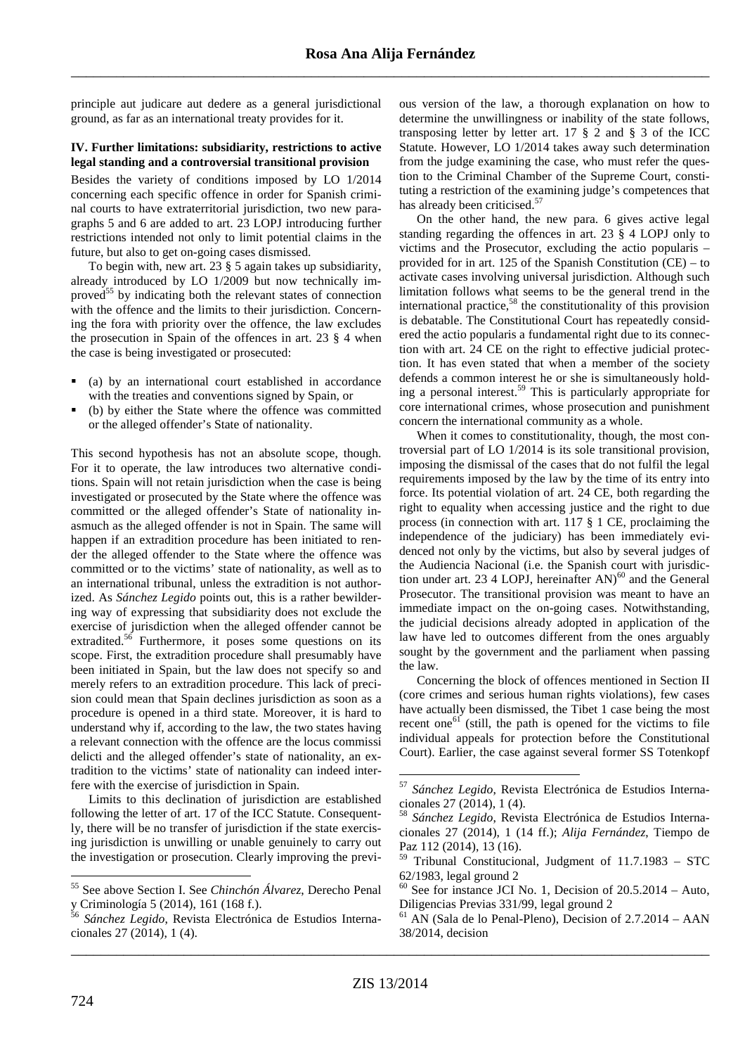principle aut judicare aut dedere as a general jurisdictional ground, as far as an international treaty provides for it.

### IV. Further limitations: subsidiarity, restrictions to active legal standing and a controversial transitional provision

Besides the variety of conditions imposed by LO 1/2014 concerning each specific offence in order for Spanish criminal courts to have extraterritorial jurisdiction, two new paragraphs 5 and 6 are added to art. 23 LOPJ introducing further restrictions intended not only to limit potential claims in the future, but also to get on-going cases dismissed.

To begin with, new art. 23 § 5 again takes up subsidiarity, already introduced by LO 1/2009 but now technically improved[55] by indicating both the relevant states of connection with the offence and the limits to their jurisdiction. Concerning the fora with priority over the offence, the law excludes the prosecution in Spain of the offences in art. 23 § 4 when the case is being investigated or prosecuted:

- (a) by an international court established in accordance with the treaties and conventions signed by Spain, or
- (b) by either the State where the offence was committed or the alleged offender's State of nationality.

This second hypothesis has not an absolute scope, though. For it to operate, the law introduces two alternative conditions. Spain will not retain jurisdiction when the case is being investigated or prosecuted by the State where the offence was committed or the alleged offender's State of nationality inasmuch as the alleged offender is not in Spain. The same will happen if an extradition procedure has been initiated to render the alleged offender to the State where the offence was committed or to the victims' state of nationality, as well as to an international tribunal, unless the extradition is not authorized. As *Sánchez Legido* points out, this is a rather bewildering way of expressing that subsidiarity does not exclude the exercise of jurisdiction when the alleged offender cannot be extradited.[56] Furthermore, it poses some questions on its scope. First, the extradition procedure shall presumably have been initiated in Spain, but the law does not specify so and merely refers to an extradition procedure. This lack of precision could mean that Spain declines jurisdiction as soon as a procedure is opened in a third state. Moreover, it is hard to understand why if, according to the law, the two states having a relevant connection with the offence are the locus commissi delicti and the alleged offender's state of nationality, an extradition to the victims' state of nationality can indeed interfere with the exercise of jurisdiction in Spain.

Limits to this declination of jurisdiction are established following the letter of art. 17 of the ICC Statute. Consequently, there will be no transfer of jurisdiction if the state exercising jurisdiction is unwilling or unable genuinely to carry out the investigation or prosecution. Clearly improving the previous version of the law, a thorough explanation on how to determine the unwillingness or inability of the state follows, transposing letter by letter art. 17 § 2 and § 3 of the ICC Statute. However, LO 1/2014 takes away such determination from the judge examining the case, who must refer the question to the Criminal Chamber of the Supreme Court, constituting a restriction of the examining judge's competences that has already been criticised.[57]

On the other hand, the new para. 6 gives active legal standing regarding the offences in art. 23 § 4 LOPJ only to victims and the Prosecutor, excluding the actio popularis – provided for in art. 125 of the Spanish Constitution (CE) – to activate cases involving universal jurisdiction. Although such limitation follows what seems to be the general trend in the international practice,[58] the constitutionality of this provision is debatable. The Constitutional Court has repeatedly considered the actio popularis a fundamental right due to its connection with art. 24 CE on the right to effective judicial protection. It has even stated that when a member of the society defends a common interest he or she is simultaneously holding a personal interest.[59] This is particularly appropriate for core international crimes, whose prosecution and punishment concern the international community as a whole.

When it comes to constitutionality, though, the most controversial part of LO 1/2014 is its sole transitional provision, imposing the dismissal of the cases that do not fulfil the legal requirements imposed by the law by the time of its entry into force. Its potential violation of art. 24 CE, both regarding the right to equality when accessing justice and the right to due process (in connection with art. 117 § 1 CE, proclaiming the independence of the judiciary) has been immediately evidenced not only by the victims, but also by several judges of the Audiencia Nacional (i.e. the Spanish court with jurisdiction under art. 23 4 LOPJ, hereinafter AN)[60] and the General Prosecutor. The transitional provision was meant to have an immediate impact on the on-going cases. Notwithstanding, the judicial decisions already adopted in application of the law have led to outcomes different from the ones arguably sought by the government and the parliament when passing the law.

Concerning the block of offences mentioned in Section II (core crimes and serious human rights violations), few cases have actually been dismissed, the Tibet 1 case being the most recent one[61] (still, the path is opened for the victims to file individual appeals for protection before the Constitutional Court). Earlier, the case against several former SS Totenkopf

---

[55] See above Section I. See *Chinchón Álvarez*, Derecho Penal y Criminología 5 (2014), 161 (168 f.).

[56] *Sánchez Legido*, Revista Electrónica de Estudios Internacionales 27 (2014), 1 (4).

[57] *Sánchez Legido*, Revista Electrónica de Estudios Internacionales 27 (2014), 1 (4).

[58] *Sánchez Legido*, Revista Electrónica de Estudios Internacionales 27 (2014), 1 (14 ff.); *Alija Fernández*, Tiempo de Paz 112 (2014), 13 (16).

[59] Tribunal Constitucional, Judgment of 11.7.1983 – STC 62/1983, legal ground 2

[60] See for instance JCI No. 1, Decision of 20.5.2014 – Auto, Diligencias Previas 331/99, legal ground 2

[61] AN (Sala de lo Penal-Pleno), Decision of 2.7.2014 – AAN 38/2014, decision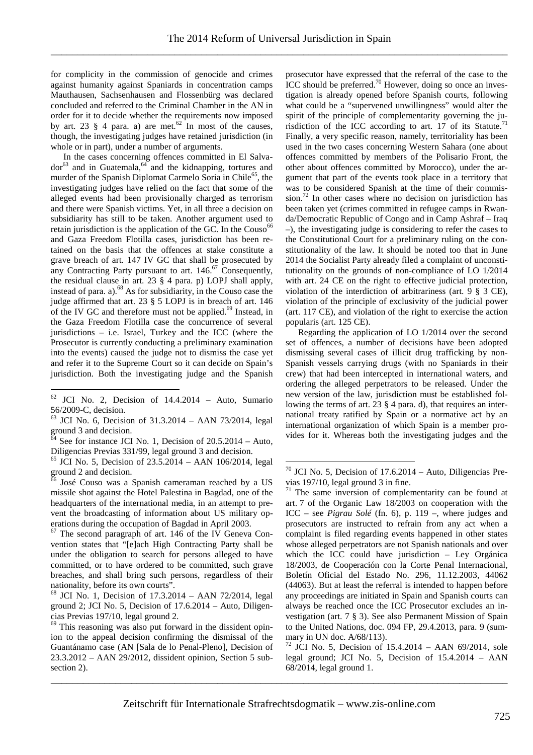for complicity in the commission of genocide and crimes against humanity against Spaniards in concentration camps Mauthausen, Sachsenhausen and Flossenbürg was declared concluded and referred to the Criminal Chamber in the AN in order for it to decide whether the requirements now imposed by art. 23 § 4 para. a) are met.[62] In most of the causes, though, the investigating judges have retained jurisdiction (in whole or in part), under a number of arguments.

In the cases concerning offences committed in El Salvador[63] and in Guatemala,[64] and the kidnapping, tortures and murder of the Spanish Diplomat Carmelo Soria in Chile[65], the investigating judges have relied on the fact that some of the alleged events had been provisionally charged as terrorism and there were Spanish victims. Yet, in all three a decision on subsidiarity has still to be taken. Another argument used to retain jurisdiction is the application of the GC. In the Couso[66] and Gaza Freedom Flotilla cases, jurisdiction has been retained on the basis that the offences at stake constitute a grave breach of art. 147 IV GC that shall be prosecuted by any Contracting Party pursuant to art. 146.[67] Consequently, the residual clause in art. 23 § 4 para. p) LOPJ shall apply, instead of para. a).[68] As for subsidiarity, in the Couso case the judge affirmed that art. 23 § 5 LOPJ is in breach of art. 146 of the IV GC and therefore must not be applied.[69] Instead, in the Gaza Freedom Flotilla case the concurrence of several jurisdictions – i.e. Israel, Turkey and the ICC (where the Prosecutor is currently conducting a preliminary examination into the events) caused the judge not to dismiss the case yet and refer it to the Supreme Court so it can decide on Spain's jurisdiction. Both the investigating judge and the Spanish prosecutor have expressed that the referral of the case to the ICC should be preferred.[70] However, doing so once an investigation is already opened before Spanish courts, following what could be a "supervened unwillingness" would alter the spirit of the principle of complementarity governing the jurisdiction of the ICC according to art. 17 of its Statute.[71] Finally, a very specific reason, namely, territoriality has been used in the two cases concerning Western Sahara (one about offences committed by members of the Polisario Front, the other about offences committed by Morocco), under the argument that part of the events took place in a territory that was to be considered Spanish at the time of their commission.[72] In other cases where no decision on jurisdiction has been taken yet (crimes committed in refugee camps in Rwanda/Democratic Republic of Congo and in Camp Ashraf – Iraq –), the investigating judge is considering to refer the cases to the Constitutional Court for a preliminary ruling on the constitutionality of the law. It should be noted too that in June 2014 the Socialist Party already filed a complaint of unconstitutionality on the grounds of non-compliance of LO 1/2014 with art. 24 CE on the right to effective judicial protection, violation of the interdiction of arbitrariness (art. 9 § 3 CE), violation of the principle of exclusivity of the judicial power (art. 117 CE), and violation of the right to exercise the action popularis (art. 125 CE).

Regarding the application of LO 1/2014 over the second set of offences, a number of decisions have been adopted dismissing several cases of illicit drug trafficking by non-Spanish vessels carrying drugs (with no Spaniards in their crew) that had been intercepted in international waters, and ordering the alleged perpetrators to be released. Under the new version of the law, jurisdiction must be established following the terms of art. 23 § 4 para. d), that requires an international treaty ratified by Spain or a normative act by an international organization of which Spain is a member provides for it. Whereas both the investigating judges and the

---

[62] JCI No. 2, Decision of 14.4.2014 – Auto, Sumario 56/2009-C, decision.

[63] JCI No. 6, Decision of 31.3.2014 – AAN 73/2014, legal ground 3 and decision.

[64] See for instance JCI No. 1, Decision of 20.5.2014 – Auto, Diligencias Previas 331/99, legal ground 3 and decision.

[65] JCI No. 5, Decision of 23.5.2014 – AAN 106/2014, legal ground 2 and decision.

[66] José Couso was a Spanish cameraman reached by a US missile shot against the Hotel Palestina in Bagdad, one of the headquarters of the international media, in an attempt to prevent the broadcasting of information about US military operations during the occupation of Bagdad in April 2003.

[67] The second paragraph of art. 146 of the IV Geneva Convention states that "[e]ach High Contracting Party shall be under the obligation to search for persons alleged to have committed, or to have ordered to be committed, such grave breaches, and shall bring such persons, regardless of their nationality, before its own courts".

[68] JCI No. 1, Decision of 17.3.2014 – AAN 72/2014, legal ground 2; JCI No. 5, Decision of 17.6.2014 – Auto, Diligencias Previas 197/10, legal ground 2.

[69] This reasoning was also put forward in the dissident opinion to the appeal decision confirming the dismissal of the Guantánamo case (AN [Sala de lo Penal-Pleno], Decision of 23.3.2012 – AAN 29/2012, dissident opinion, Section 5 subsection 2).

[70] JCI No. 5, Decision of 17.6.2014 – Auto, Diligencias Previas 197/10, legal ground 3 in fine.

[71] The same inversion of complementarity can be found at art. 7 of the Organic Law 18/2003 on cooperation with the ICC – see *Pigrau Solé* (fn. 6), p. 119 –, where judges and prosecutors are instructed to refrain from any act when a complaint is filed regarding events happened in other states whose alleged perpetrators are not Spanish nationals and over which the ICC could have jurisdiction – Ley Orgánica 18/2003, de Cooperación con la Corte Penal Internacional, Boletín Oficial del Estado No. 296, 11.12.2003, 44062 (44063). But at least the referral is intended to happen before any proceedings are initiated in Spain and Spanish courts can always be reached once the ICC Prosecutor excludes an investigation (art. 7 § 3). See also Permanent Mission of Spain to the United Nations, doc. 094 FP, 29.4.2013, para. 9 (summary in UN doc. A/68/113).

[72] JCI No. 5, Decision of 15.4.2014 – AAN 69/2014, sole legal ground; JCI No. 5, Decision of 15.4.2014 – AAN 68/2014, legal ground 1.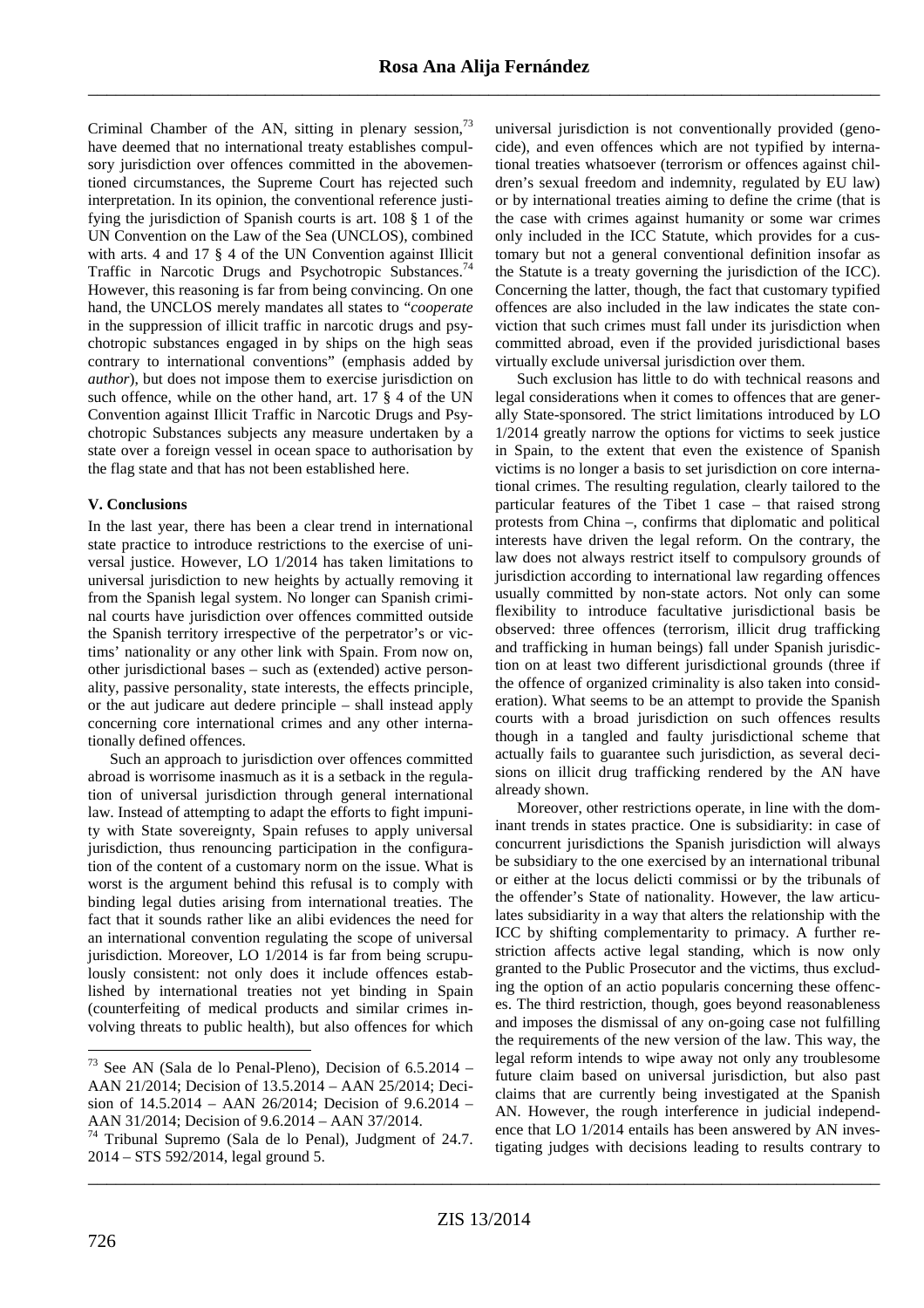Criminal Chamber of the AN, sitting in plenary session,[73] have deemed that no international treaty establishes compulsory jurisdiction over offences committed in the abovementioned circumstances, the Supreme Court has rejected such interpretation. In its opinion, the conventional reference justifying the jurisdiction of Spanish courts is art. 108 § 1 of the UN Convention on the Law of the Sea (UNCLOS), combined with arts. 4 and 17 § 4 of the UN Convention against Illicit Traffic in Narcotic Drugs and Psychotropic Substances.[74] However, this reasoning is far from being convincing. On one hand, the UNCLOS merely mandates all states to "*cooperate* in the suppression of illicit traffic in narcotic drugs and psychotropic substances engaged in by ships on the high seas contrary to international conventions" (emphasis added by *author*), but does not impose them to exercise jurisdiction on such offence, while on the other hand, art. 17 § 4 of the UN Convention against Illicit Traffic in Narcotic Drugs and Psychotropic Substances subjects any measure undertaken by a state over a foreign vessel in ocean space to authorisation by the flag state and that has not been established here.

### V. Conclusions

In the last year, there has been a clear trend in international state practice to introduce restrictions to the exercise of universal justice. However, LO 1/2014 has taken limitations to universal jurisdiction to new heights by actually removing it from the Spanish legal system. No longer can Spanish criminal courts have jurisdiction over offences committed outside the Spanish territory irrespective of the perpetrator's or victims' nationality or any other link with Spain. From now on, other jurisdictional bases – such as (extended) active personality, passive personality, state interests, the effects principle, or the aut judicare aut dedere principle – shall instead apply concerning core international crimes and any other internationally defined offences.

Such an approach to jurisdiction over offences committed abroad is worrisome inasmuch as it is a setback in the regulation of universal jurisdiction through general international law. Instead of attempting to adapt the efforts to fight impunity with State sovereignty, Spain refuses to apply universal jurisdiction, thus renouncing participation in the configuration of the content of a customary norm on the issue. What is worst is the argument behind this refusal is to comply with binding legal duties arising from international treaties. The fact that it sounds rather like an alibi evidences the need for an international convention regulating the scope of universal jurisdiction. Moreover, LO 1/2014 is far from being scrupulously consistent: not only does it include offences established by international treaties not yet binding in Spain (counterfeiting of medical products and similar crimes involving threats to public health), but also offences for which universal jurisdiction is not conventionally provided (genocide), and even offences which are not typified by international treaties whatsoever (terrorism or offences against children's sexual freedom and indemnity, regulated by EU law) or by international treaties aiming to define the crime (that is the case with crimes against humanity or some war crimes only included in the ICC Statute, which provides for a customary but not a general conventional definition insofar as the Statute is a treaty governing the jurisdiction of the ICC). Concerning the latter, though, the fact that customary typified offences are also included in the law indicates the state conviction that such crimes must fall under its jurisdiction when committed abroad, even if the provided jurisdictional bases virtually exclude universal jurisdiction over them.

Such exclusion has little to do with technical reasons and legal considerations when it comes to offences that are generally State-sponsored. The strict limitations introduced by LO 1/2014 greatly narrow the options for victims to seek justice in Spain, to the extent that even the existence of Spanish victims is no longer a basis to set jurisdiction on core international crimes. The resulting regulation, clearly tailored to the particular features of the Tibet 1 case – that raised strong protests from China –, confirms that diplomatic and political interests have driven the legal reform. On the contrary, the law does not always restrict itself to compulsory grounds of jurisdiction according to international law regarding offences usually committed by non-state actors. Not only can some flexibility to introduce facultative jurisdictional basis be observed: three offences (terrorism, illicit drug trafficking and trafficking in human beings) fall under Spanish jurisdiction on at least two different jurisdictional grounds (three if the offence of organized criminality is also taken into consideration). What seems to be an attempt to provide the Spanish courts with a broad jurisdiction on such offences results though in a tangled and faulty jurisdictional scheme that actually fails to guarantee such jurisdiction, as several decisions on illicit drug trafficking rendered by the AN have already shown.

Moreover, other restrictions operate, in line with the dominant trends in states practice. One is subsidiarity: in case of concurrent jurisdictions the Spanish jurisdiction will always be subsidiary to the one exercised by an international tribunal or either at the locus delicti commissi or by the tribunals of the offender's State of nationality. However, the law articulates subsidiarity in a way that alters the relationship with the ICC by shifting complementarity to primacy. A further restriction affects active legal standing, which is now only granted to the Public Prosecutor and the victims, thus excluding the option of an actio popularis concerning these offences. The third restriction, though, goes beyond reasonableness and imposes the dismissal of any on-going case not fulfilling the requirements of the new version of the law. This way, the legal reform intends to wipe away not only any troublesome future claim based on universal jurisdiction, but also past claims that are currently being investigated at the Spanish AN. However, the rough interference in judicial independence that LO 1/2014 entails has been answered by AN investigating judges with decisions leading to results contrary to

---

[73] See AN (Sala de lo Penal-Pleno), Decision of 6.5.2014 – AAN 21/2014; Decision of 13.5.2014 – AAN 25/2014; Decision of 14.5.2014 – AAN 26/2014; Decision of 9.6.2014 – AAN 31/2014; Decision of 9.6.2014 – AAN 37/2014.

[74] Tribunal Supremo (Sala de lo Penal), Judgment of 24.7. 2014 – STS 592/2014, legal ground 5.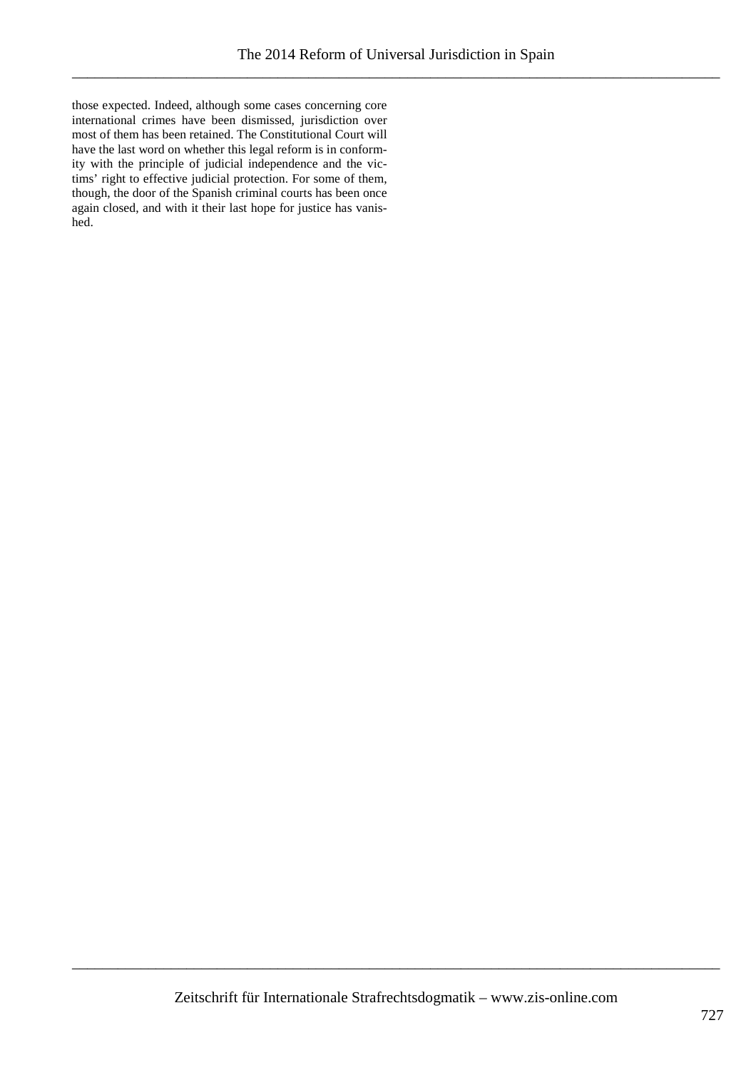those expected. Indeed, although some cases concerning core international crimes have been dismissed, jurisdiction over most of them has been retained. The Constitutional Court will have the last word on whether this legal reform is in conformity with the principle of judicial independence and the victims' right to effective judicial protection. For some of them, though, the door of the Spanish criminal courts has been once again closed, and with it their last hope for justice has vanished.